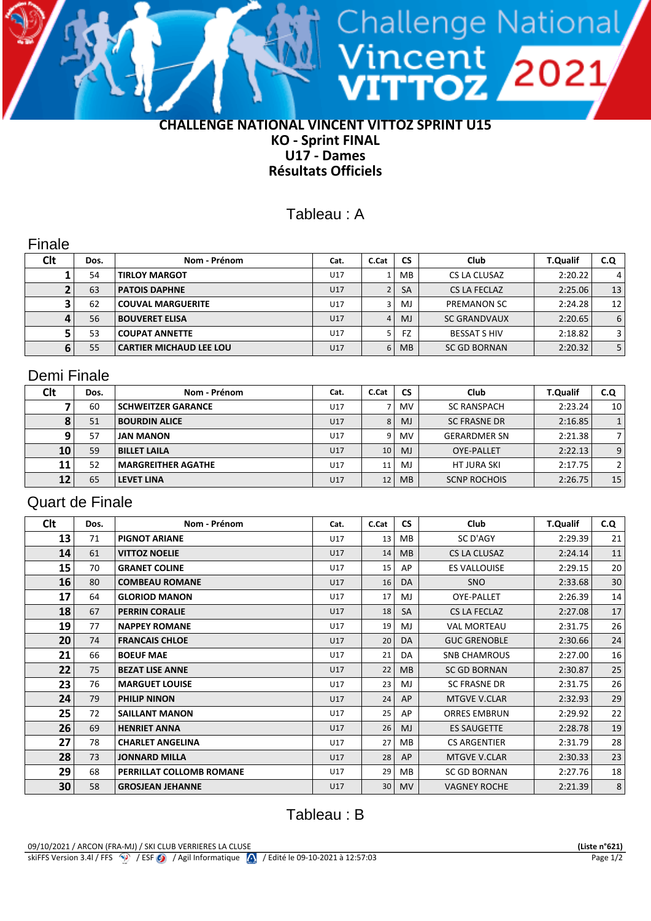# CHALLENGE NATIONAL VINCENT VITTOZ SPRINT U15

## KO - Sprint FINAL

## U17 - Dames

## Résultats Officiels

### Tableau : A

#### Finale

| Clt | Dos. | Nom - Prénom | Cat. | C.Cat | CS | Club | T.Qualif | C.Q |
|---|---|---|---|---|---|---|---|---|
| 1 | 54 | TIRLOY MARGOT | U17 | 1 | MB | CS LA CLUSAZ | 2:20.22 | 4 |
| 2 | 63 | PATOIS DAPHNE | U17 | 2 | SA | CS LA FECLAZ | 2:25.06 | 13 |
| 3 | 62 | COUVAL MARGUERITE | U17 | 3 | MJ | PREMANON SC | 2:24.28 | 12 |
| 4 | 56 | BOUVERET ELISA | U17 | 4 | MJ | SC GRANDVAUX | 2:20.65 | 6 |
| 5 | 53 | COUPAT ANNETTE | U17 | 5 | FZ | BESSAT S HIV | 2:18.82 | 3 |
| 6 | 55 | CARTIER MICHAUD LEE LOU | U17 | 6 | MB | SC GD BORNAN | 2:20.32 | 5 |

#### Demi Finale

| Clt | Dos. | Nom - Prénom | Cat. | C.Cat | CS | Club | T.Qualif | C.Q |
|---|---|---|---|---|---|---|---|---|
| 7 | 60 | SCHWEITZER GARANCE | U17 | 7 | MV | SC RANSPACH | 2:23.24 | 10 |
| 8 | 51 | BOURDIN ALICE | U17 | 8 | MJ | SC FRASNE DR | 2:16.85 | 1 |
| 9 | 57 | JAN MANON | U17 | 9 | MV | GERARDMER SN | 2:21.38 | 7 |
| 10 | 59 | BILLET LAILA | U17 | 10 | MJ | OYE-PALLET | 2:22.13 | 9 |
| 11 | 52 | MARGREITHER AGATHE | U17 | 11 | MJ | HT JURA SKI | 2:17.75 | 2 |
| 12 | 65 | LEVET LINA | U17 | 12 | MB | SCNP ROCHOIS | 2:26.75 | 15 |

#### Quart de Finale

| Clt | Dos. | Nom - Prénom | Cat. | C.Cat | CS | Club | T.Qualif | C.Q |
|---|---|---|---|---|---|---|---|---|
| 13 | 71 | PIGNOT ARIANE | U17 | 13 | MB | SC D'AGY | 2:29.39 | 21 |
| 14 | 61 | VITTOZ NOELIE | U17 | 14 | MB | CS LA CLUSAZ | 2:24.14 | 11 |
| 15 | 70 | GRANET COLINE | U17 | 15 | AP | ES VALLOUISE | 2:29.15 | 20 |
| 16 | 80 | COMBEAU ROMANE | U17 | 16 | DA | SNO | 2:33.68 | 30 |
| 17 | 64 | GLORIOD MANON | U17 | 17 | MJ | OYE-PALLET | 2:26.39 | 14 |
| 18 | 67 | PERRIN CORALIE | U17 | 18 | SA | CS LA FECLAZ | 2:27.08 | 17 |
| 19 | 77 | NAPPEY ROMANE | U17 | 19 | MJ | VAL MORTEAU | 2:31.75 | 26 |
| 20 | 74 | FRANCAIS CHLOE | U17 | 20 | DA | GUC GRENOBLE | 2:30.66 | 24 |
| 21 | 66 | BOEUF MAE | U17 | 21 | DA | SNB CHAMROUS | 2:27.00 | 16 |
| 22 | 75 | BEZAT LISE ANNE | U17 | 22 | MB | SC GD BORNAN | 2:30.87 | 25 |
| 23 | 76 | MARGUET LOUISE | U17 | 23 | MJ | SC FRASNE DR | 2:31.75 | 26 |
| 24 | 79 | PHILIP NINON | U17 | 24 | AP | MTGVE V.CLAR | 2:32.93 | 29 |
| 25 | 72 | SAILLANT MANON | U17 | 25 | AP | ORRES EMBRUN | 2:29.92 | 22 |
| 26 | 69 | HENRIET ANNA | U17 | 26 | MJ | ES SAUGETTE | 2:28.78 | 19 |
| 27 | 78 | CHARLET ANGELINA | U17 | 27 | MB | CS ARGENTIER | 2:31.79 | 28 |
| 28 | 73 | JONNARD MILLA | U17 | 28 | AP | MTGVE V.CLAR | 2:30.33 | 23 |
| 29 | 68 | PERRILLAT COLLOMB ROMANE | U17 | 29 | MB | SC GD BORNAN | 2:27.76 | 18 |
| 30 | 58 | GROSJEAN JEHANNE | U17 | 30 | MV | VAGNEY ROCHE | 2:21.39 | 8 |

### Tableau : B

09/10/2021 / ARCON (FRA-MJ) / SKI CLUB VERRIERES LA CLUSE — (Liste n°621)

skiFFS Version 3.4l / FFS / ESF / Agil Informatique / Edité le 09-10-2021 à 12:57:03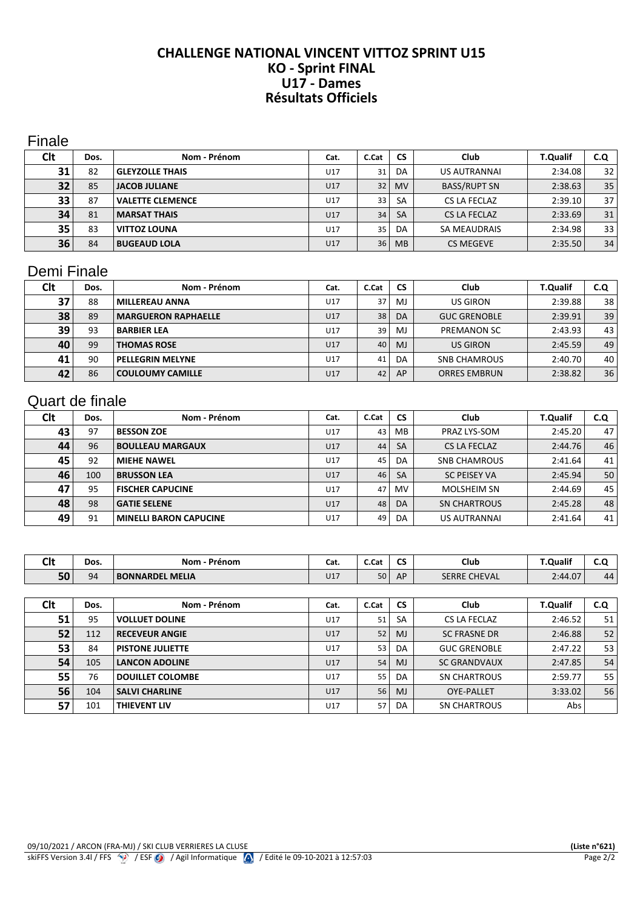# CHALLENGE NATIONAL VINCENT VITTOZ SPRINT U15
## KO - Sprint FINAL
## U17 - Dames
## Résultats Officiels

### Finale

| Clt | Dos. | Nom - Prénom | Cat. | C.Cat | CS | Club | T.Qualif | C.Q |
|---|---|---|---|---|---|---|---|---|
| 31 | 82 | GLEYZOLLE THAIS | U17 | 31 | DA | US AUTRANNAI | 2:34.08 | 32 |
| 32 | 85 | JACOB JULIANE | U17 | 32 | MV | BASS/RUPT SN | 2:38.63 | 35 |
| 33 | 87 | VALETTE CLEMENCE | U17 | 33 | SA | CS LA FECLAZ | 2:39.10 | 37 |
| 34 | 81 | MARSAT THAIS | U17 | 34 | SA | CS LA FECLAZ | 2:33.69 | 31 |
| 35 | 83 | VITTOZ LOUNA | U17 | 35 | DA | SA MEAUDRAIS | 2:34.98 | 33 |
| 36 | 84 | BUGEAUD LOLA | U17 | 36 | MB | CS MEGEVE | 2:35.50 | 34 |

### Demi Finale

| Clt | Dos. | Nom - Prénom | Cat. | C.Cat | CS | Club | T.Qualif | C.Q |
|---|---|---|---|---|---|---|---|---|
| 37 | 88 | MILLEREAU ANNA | U17 | 37 | MJ | US GIRON | 2:39.88 | 38 |
| 38 | 89 | MARGUERON RAPHAELLE | U17 | 38 | DA | GUC GRENOBLE | 2:39.91 | 39 |
| 39 | 93 | BARBIER LEA | U17 | 39 | MJ | PREMANON SC | 2:43.93 | 43 |
| 40 | 99 | THOMAS ROSE | U17 | 40 | MJ | US GIRON | 2:45.59 | 49 |
| 41 | 90 | PELLEGRIN MELYNE | U17 | 41 | DA | SNB CHAMROUS | 2:40.70 | 40 |
| 42 | 86 | COULOUMY CAMILLE | U17 | 42 | AP | ORRES EMBRUN | 2:38.82 | 36 |

### Quart de finale

| Clt | Dos. | Nom - Prénom | Cat. | C.Cat | CS | Club | T.Qualif | C.Q |
|---|---|---|---|---|---|---|---|---|
| 43 | 97 | BESSON ZOE | U17 | 43 | MB | PRAZ LYS-SOM | 2:45.20 | 47 |
| 44 | 96 | BOULLEAU MARGAUX | U17 | 44 | SA | CS LA FECLAZ | 2:44.76 | 46 |
| 45 | 92 | MIEHE NAWEL | U17 | 45 | DA | SNB CHAMROUS | 2:41.64 | 41 |
| 46 | 100 | BRUSSON LEA | U17 | 46 | SA | SC PEISEY VA | 2:45.94 | 50 |
| 47 | 95 | FISCHER CAPUCINE | U17 | 47 | MV | MOLSHEIM SN | 2:44.69 | 45 |
| 48 | 98 | GATIE SELENE | U17 | 48 | DA | SN CHARTROUS | 2:45.28 | 48 |
| 49 | 91 | MINELLI BARON CAPUCINE | U17 | 49 | DA | US AUTRANNAI | 2:41.64 | 41 |

| Clt | Dos. | Nom - Prénom | Cat. | C.Cat | CS | Club | T.Qualif | C.Q |
|---|---|---|---|---|---|---|---|---|
| 50 | 94 | BONNARDEL MELIA | U17 | 50 | AP | SERRE CHEVAL | 2:44.07 | 44 |

| Clt | Dos. | Nom - Prénom | Cat. | C.Cat | CS | Club | T.Qualif | C.Q |
|---|---|---|---|---|---|---|---|---|
| 51 | 95 | VOLLUET DOLINE | U17 | 51 | SA | CS LA FECLAZ | 2:46.52 | 51 |
| 52 | 112 | RECEVEUR ANGIE | U17 | 52 | MJ | SC FRASNE DR | 2:46.88 | 52 |
| 53 | 84 | PISTONE JULIETTE | U17 | 53 | DA | GUC GRENOBLE | 2:47.22 | 53 |
| 54 | 105 | LANCON ADOLINE | U17 | 54 | MJ | SC GRANDVAUX | 2:47.85 | 54 |
| 55 | 76 | DOUILLET COLOMBE | U17 | 55 | DA | SN CHARTROUS | 2:59.77 | 55 |
| 56 | 104 | SALVI CHARLINE | U17 | 56 | MJ | OYE-PALLET | 3:33.02 | 56 |
| 57 | 101 | THIEVENT LIV | U17 | 57 | DA | SN CHARTROUS | Abs | |

09/10/2021 / ARCON (FRA-MJ) / SKI CLUB VERRIERES LA CLUSE — (Liste n°621)

skiFFS Version 3.4l / FFS / ESF / Agil Informatique / Edité le 09-10-2021 à 12:57:03